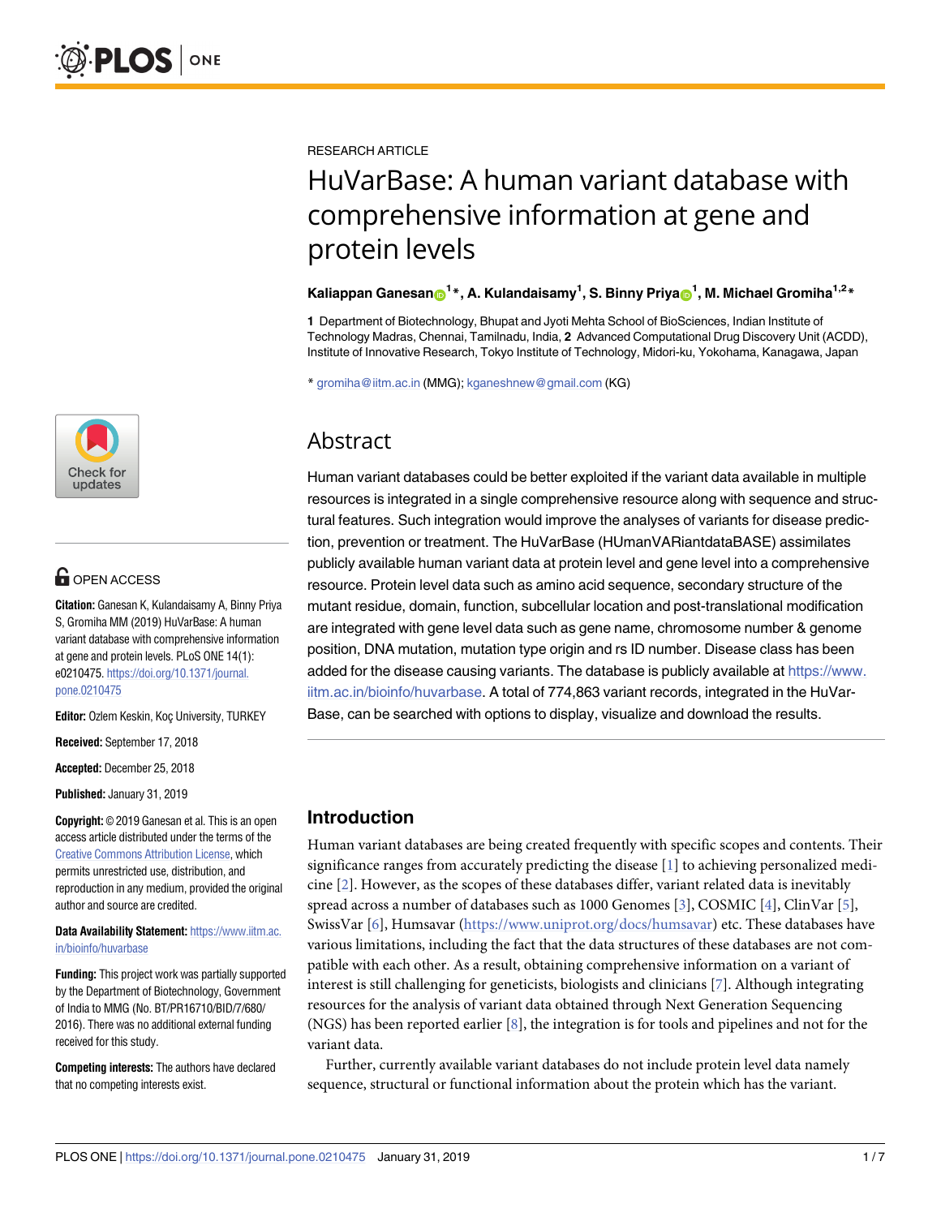RESEARCH ARTICLE

# HuVarBase: A human variant database with comprehensive information at gene and protein levels

**Kaliappan Ganesan[1]*, A. Kulandaisamy[1], S. Binny Priya[1], M. Michael Gromiha[1,2]***

**1** Department of Biotechnology, Bhupat and Jyoti Mehta School of BioSciences, Indian Institute of Technology Madras, Chennai, Tamilnadu, India, **2** Advanced Computational Drug Discovery Unit (ACDD), Institute of Innovative Research, Tokyo Institute of Technology, Midori-ku, Yokohama, Kanagawa, Japan

* gromiha@iitm.ac.in (MMG); kganeshnew@gmail.com (KG)

OPEN ACCESS

**Citation:** Ganesan K, Kulandaisamy A, Binny Priya S, Gromiha MM (2019) HuVarBase: A human variant database with comprehensive information at gene and protein levels. PLoS ONE 14(1): e0210475. https://doi.org/10.1371/journal.pone.0210475

**Editor:** Ozlem Keskin, Koç University, TURKEY

**Received:** September 17, 2018

**Accepted:** December 25, 2018

**Published:** January 31, 2019

**Copyright:** © 2019 Ganesan et al. This is an open access article distributed under the terms of the Creative Commons Attribution License, which permits unrestricted use, distribution, and reproduction in any medium, provided the original author and source are credited.

**Data Availability Statement:** https://www.iitm.ac.in/bioinfo/huvarbase

**Funding:** This project work was partially supported by the Department of Biotechnology, Government of India to MMG (No. BT/PR16710/BID/7/680/2016). There was no additional external funding received for this study.

**Competing interests:** The authors have declared that no competing interests exist.

## Abstract

Human variant databases could be better exploited if the variant data available in multiple resources is integrated in a single comprehensive resource along with sequence and structural features. Such integration would improve the analyses of variants for disease prediction, prevention or treatment. The HuVarBase (HUmanVARiantdataBASE) assimilates publicly available human variant data at protein level and gene level into a comprehensive resource. Protein level data such as amino acid sequence, secondary structure of the mutant residue, domain, function, subcellular location and post-translational modification are integrated with gene level data such as gene name, chromosome number & genome position, DNA mutation, mutation type origin and rs ID number. Disease class has been added for the disease causing variants. The database is publicly available at https://www.iitm.ac.in/bioinfo/huvarbase. A total of 774,863 variant records, integrated in the HuVarBase, can be searched with options to display, visualize and download the results.

## Introduction

Human variant databases are being created frequently with specific scopes and contents. Their significance ranges from accurately predicting the disease [1] to achieving personalized medicine [2]. However, as the scopes of these databases differ, variant related data is inevitably spread across a number of databases such as 1000 Genomes [3], COSMIC [4], ClinVar [5], SwissVar [6], Humsavar (https://www.uniprot.org/docs/humsavar) etc. These databases have various limitations, including the fact that the data structures of these databases are not compatible with each other. As a result, obtaining comprehensive information on a variant of interest is still challenging for geneticists, biologists and clinicians [7]. Although integrating resources for the analysis of variant data obtained through Next Generation Sequencing (NGS) has been reported earlier [8], the integration is for tools and pipelines and not for the variant data.

Further, currently available variant databases do not include protein level data namely sequence, structural or functional information about the protein which has the variant.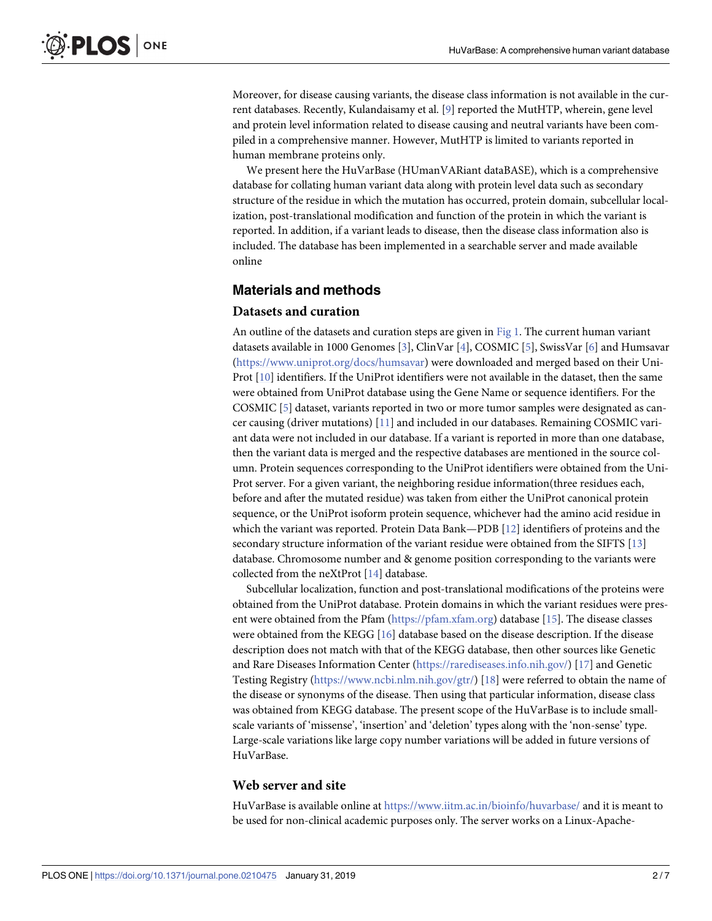Moreover, for disease causing variants, the disease class information is not available in the current databases. Recently, Kulandaisamy et al. [9] reported the MutHTP, wherein, gene level and protein level information related to disease causing and neutral variants have been compiled in a comprehensive manner. However, MutHTP is limited to variants reported in human membrane proteins only.

We present here the HuVarBase (HUmanVARiant dataBASE), which is a comprehensive database for collating human variant data along with protein level data such as secondary structure of the residue in which the mutation has occurred, protein domain, subcellular localization, post-translational modification and function of the protein in which the variant is reported. In addition, if a variant leads to disease, then the disease class information also is included. The database has been implemented in a searchable server and made available online

## Materials and methods

### Datasets and curation

An outline of the datasets and curation steps are given in Fig 1. The current human variant datasets available in 1000 Genomes [3], ClinVar [4], COSMIC [5], SwissVar [6] and Humsavar (https://www.uniprot.org/docs/humsavar) were downloaded and merged based on their UniProt [10] identifiers. If the UniProt identifiers were not available in the dataset, then the same were obtained from UniProt database using the Gene Name or sequence identifiers. For the COSMIC [5] dataset, variants reported in two or more tumor samples were designated as cancer causing (driver mutations) [11] and included in our databases. Remaining COSMIC variant data were not included in our database. If a variant is reported in more than one database, then the variant data is merged and the respective databases are mentioned in the source column. Protein sequences corresponding to the UniProt identifiers were obtained from the UniProt server. For a given variant, the neighboring residue information(three residues each, before and after the mutated residue) was taken from either the UniProt canonical protein sequence, or the UniProt isoform protein sequence, whichever had the amino acid residue in which the variant was reported. Protein Data Bank—PDB [12] identifiers of proteins and the secondary structure information of the variant residue were obtained from the SIFTS [13] database. Chromosome number and & genome position corresponding to the variants were collected from the neXtProt [14] database.

Subcellular localization, function and post-translational modifications of the proteins were obtained from the UniProt database. Protein domains in which the variant residues were present were obtained from the Pfam (https://pfam.xfam.org) database [15]. The disease classes were obtained from the KEGG [16] database based on the disease description. If the disease description does not match with that of the KEGG database, then other sources like Genetic and Rare Diseases Information Center (https://rarediseases.info.nih.gov/) [17] and Genetic Testing Registry (https://www.ncbi.nlm.nih.gov/gtr/) [18] were referred to obtain the name of the disease or synonyms of the disease. Then using that particular information, disease class was obtained from KEGG database. The present scope of the HuVarBase is to include small-scale variants of 'missense', 'insertion' and 'deletion' types along with the 'non-sense' type. Large-scale variations like large copy number variations will be added in future versions of HuVarBase.

### Web server and site

HuVarBase is available online at https://www.iitm.ac.in/bioinfo/huvarbase/ and it is meant to be used for non-clinical academic purposes only. The server works on a Linux-Apache-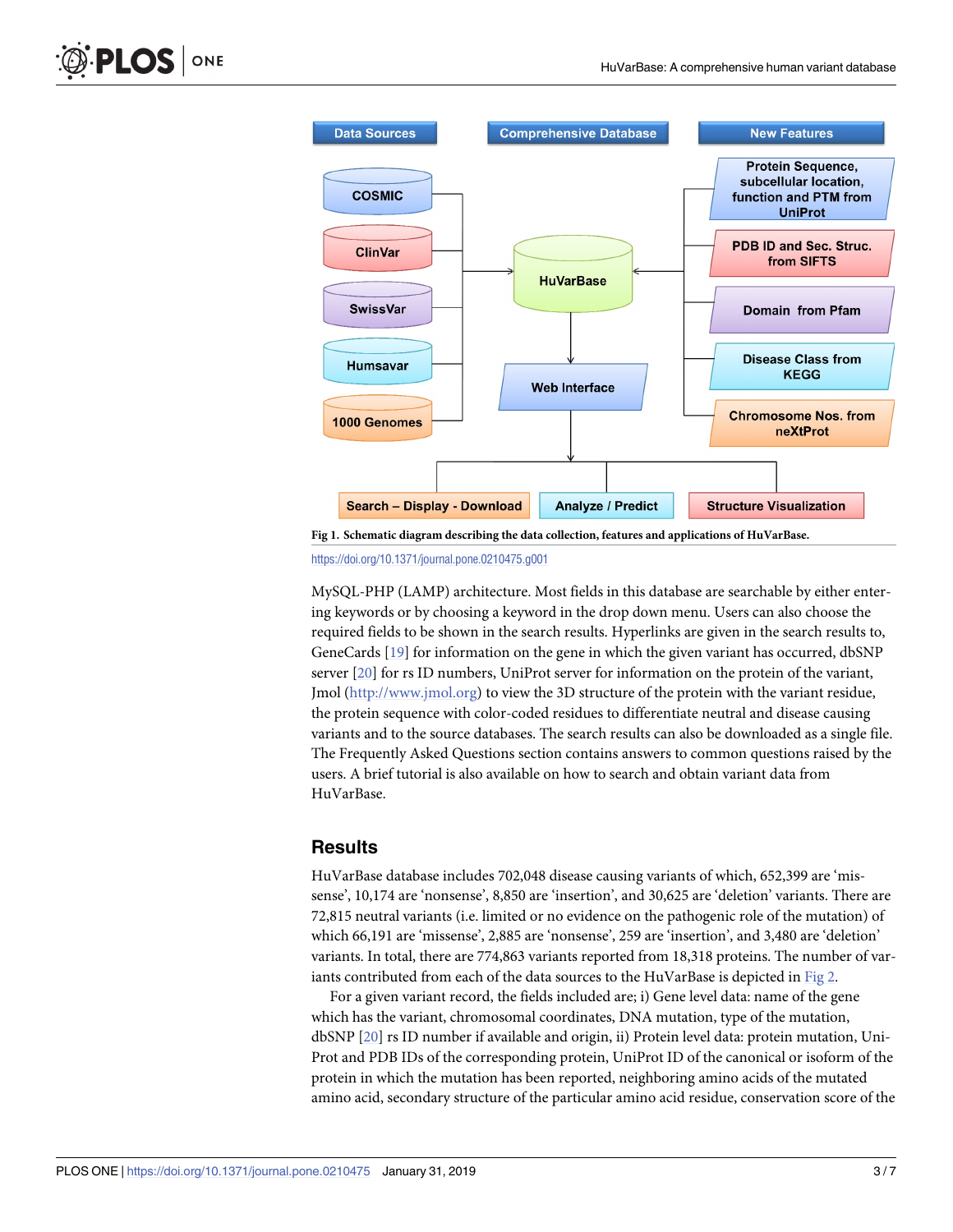Fig 1. Schematic diagram describing the data collection, features and applications of HuVarBase.

https://doi.org/10.1371/journal.pone.0210475.g001

MySQL-PHP (LAMP) architecture. Most fields in this database are searchable by either entering keywords or by choosing a keyword in the drop down menu. Users can also choose the required fields to be shown in the search results. Hyperlinks are given in the search results to, GeneCards [19] for information on the gene in which the given variant has occurred, dbSNP server [20] for rs ID numbers, UniProt server for information on the protein of the variant, Jmol (http://www.jmol.org) to view the 3D structure of the protein with the variant residue, the protein sequence with color-coded residues to differentiate neutral and disease causing variants and to the source databases. The search results can also be downloaded as a single file. The Frequently Asked Questions section contains answers to common questions raised by the users. A brief tutorial is also available on how to search and obtain variant data from HuVarBase.

## Results

HuVarBase database includes 702,048 disease causing variants of which, 652,399 are 'missense', 10,174 are 'nonsense', 8,850 are 'insertion', and 30,625 are 'deletion' variants. There are 72,815 neutral variants (i.e. limited or no evidence on the pathogenic role of the mutation) of which 66,191 are 'missense', 2,885 are 'nonsense', 259 are 'insertion', and 3,480 are 'deletion' variants. In total, there are 774,863 variants reported from 18,318 proteins. The number of variants contributed from each of the data sources to the HuVarBase is depicted in Fig 2.

For a given variant record, the fields included are; i) Gene level data: name of the gene which has the variant, chromosomal coordinates, DNA mutation, type of the mutation, dbSNP [20] rs ID number if available and origin, ii) Protein level data: protein mutation, UniProt and PDB IDs of the corresponding protein, UniProt ID of the canonical or isoform of the protein in which the mutation has been reported, neighboring amino acids of the mutated amino acid, secondary structure of the particular amino acid residue, conservation score of the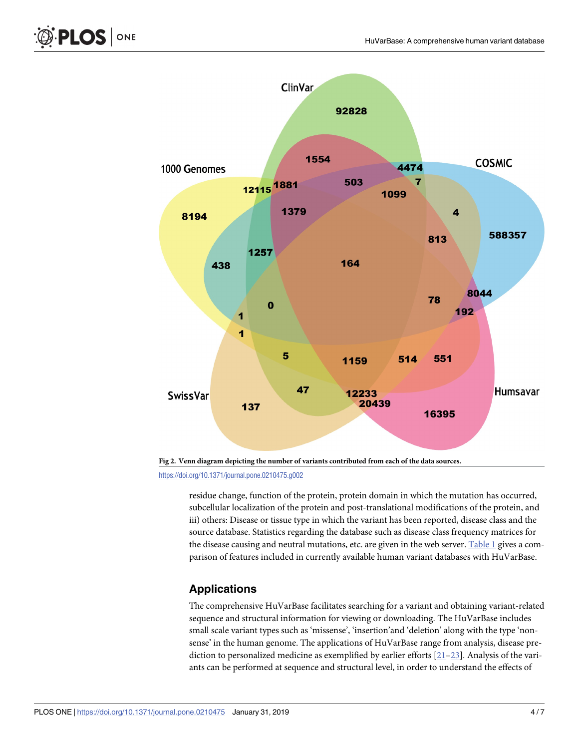Fig 2. Venn diagram depicting the number of variants contributed from each of the data sources.

https://doi.org/10.1371/journal.pone.0210475.g002

residue change, function of the protein, protein domain in which the mutation has occurred, subcellular localization of the protein and post-translational modifications of the protein, and iii) others: Disease or tissue type in which the variant has been reported, disease class and the source database. Statistics regarding the database such as disease class frequency matrices for the disease causing and neutral mutations, etc. are given in the web server. Table 1 gives a comparison of features included in currently available human variant databases with HuVarBase.

## Applications

The comprehensive HuVarBase facilitates searching for a variant and obtaining variant-related sequence and structural information for viewing or downloading. The HuVarBase includes small scale variant types such as 'missense', 'insertion'and 'deletion' along with the type 'nonsense' in the human genome. The applications of HuVarBase range from analysis, disease prediction to personalized medicine as exemplified by earlier efforts [21–23]. Analysis of the variants can be performed at sequence and structural level, in order to understand the effects of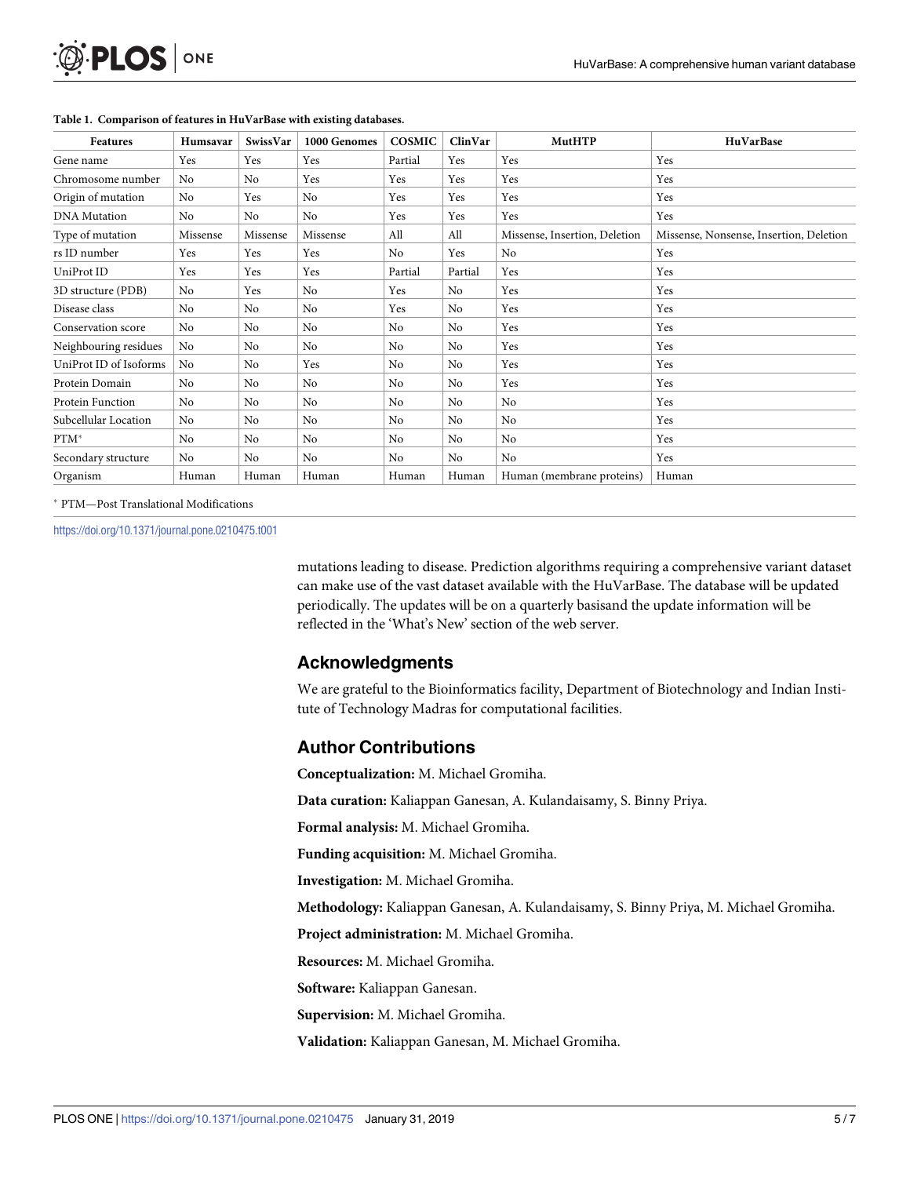**Table 1. Comparison of features in HuVarBase with existing databases.**

| Features | Humsavar | SwissVar | 1000 Genomes | COSMIC | ClinVar | MutHTP | HuVarBase |
|---|---|---|---|---|---|---|---|
| Gene name | Yes | Yes | Yes | Partial | Yes | Yes | Yes |
| Chromosome number | No | No | Yes | Yes | Yes | Yes | Yes |
| Origin of mutation | No | Yes | No | Yes | Yes | Yes | Yes |
| DNA Mutation | No | No | No | Yes | Yes | Yes | Yes |
| Type of mutation | Missense | Missense | Missense | All | All | Missense, Insertion, Deletion | Missense, Nonsense, Insertion, Deletion |
| rs ID number | Yes | Yes | Yes | No | Yes | No | Yes |
| UniProt ID | Yes | Yes | Yes | Partial | Partial | Yes | Yes |
| 3D structure (PDB) | No | Yes | No | Yes | No | Yes | Yes |
| Disease class | No | No | No | Yes | No | Yes | Yes |
| Conservation score | No | No | No | No | No | Yes | Yes |
| Neighbouring residues | No | No | No | No | No | Yes | Yes |
| UniProt ID of Isoforms | No | No | Yes | No | No | Yes | Yes |
| Protein Domain | No | No | No | No | No | Yes | Yes |
| Protein Function | No | No | No | No | No | No | Yes |
| Subcellular Location | No | No | No | No | No | No | Yes |
| PTM* | No | No | No | No | No | No | Yes |
| Secondary structure | No | No | No | No | No | No | Yes |
| Organism | Human | Human | Human | Human | Human | Human (membrane proteins) | Human |

* PTM—Post Translational Modifications

https://doi.org/10.1371/journal.pone.0210475.t001

mutations leading to disease. Prediction algorithms requiring a comprehensive variant dataset can make use of the vast dataset available with the HuVarBase. The database will be updated periodically. The updates will be on a quarterly basisand the update information will be reflected in the 'What's New' section of the web server.

## Acknowledgments

We are grateful to the Bioinformatics facility, Department of Biotechnology and Indian Institute of Technology Madras for computational facilities.

## Author Contributions

**Conceptualization:** M. Michael Gromiha.

**Data curation:** Kaliappan Ganesan, A. Kulandaisamy, S. Binny Priya.

**Formal analysis:** M. Michael Gromiha.

**Funding acquisition:** M. Michael Gromiha.

**Investigation:** M. Michael Gromiha.

**Methodology:** Kaliappan Ganesan, A. Kulandaisamy, S. Binny Priya, M. Michael Gromiha.

**Project administration:** M. Michael Gromiha.

**Resources:** M. Michael Gromiha.

**Software:** Kaliappan Ganesan.

**Supervision:** M. Michael Gromiha.

**Validation:** Kaliappan Ganesan, M. Michael Gromiha.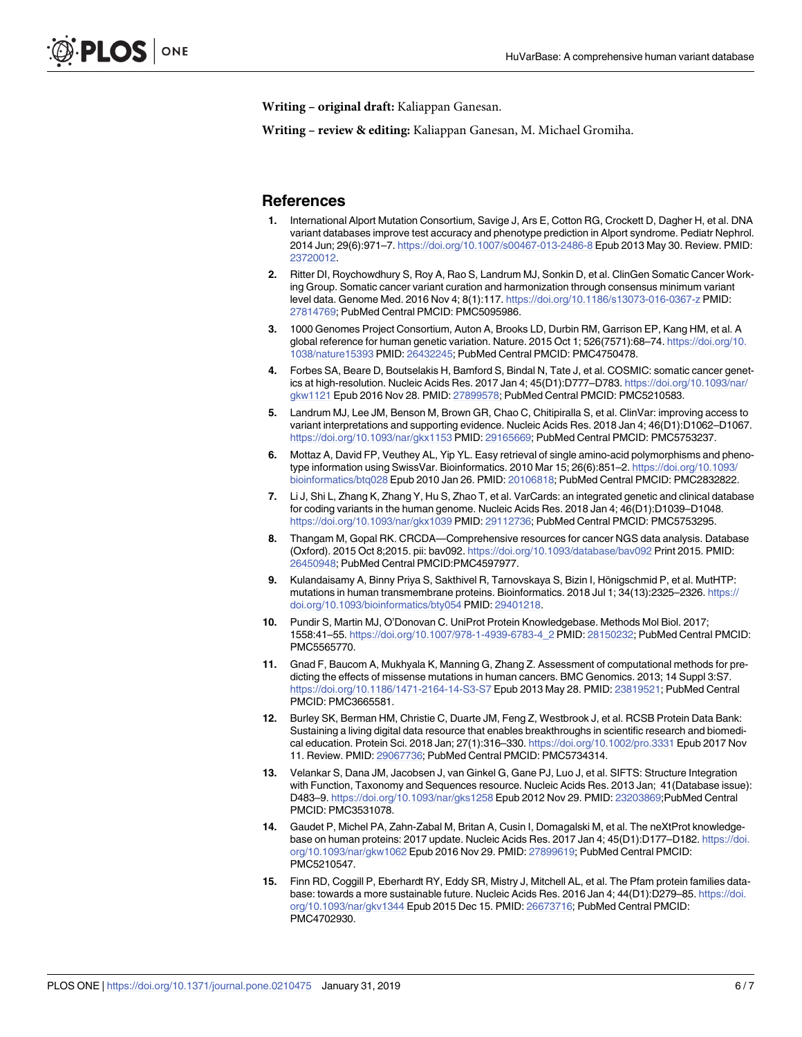**Writing – original draft:** Kaliappan Ganesan.

**Writing – review & editing:** Kaliappan Ganesan, M. Michael Gromiha.

## References

1. International Alport Mutation Consortium, Savige J, Ars E, Cotton RG, Crockett D, Dagher H, et al. DNA variant databases improve test accuracy and phenotype prediction in Alport syndrome. Pediatr Nephrol. 2014 Jun; 29(6):971–7. https://doi.org/10.1007/s00467-013-2486-8 Epub 2013 May 30. Review. PMID: 23720012.
2. Ritter DI, Roychowdhury S, Roy A, Rao S, Landrum MJ, Sonkin D, et al. ClinGen Somatic Cancer Working Group. Somatic cancer variant curation and harmonization through consensus minimum variant level data. Genome Med. 2016 Nov 4; 8(1):117. https://doi.org/10.1186/s13073-016-0367-z PMID: 27814769; PubMed Central PMCID: PMC5095986.
3. 1000 Genomes Project Consortium, Auton A, Brooks LD, Durbin RM, Garrison EP, Kang HM, et al. A global reference for human genetic variation. Nature. 2015 Oct 1; 526(7571):68–74. https://doi.org/10.1038/nature15393 PMID: 26432245; PubMed Central PMCID: PMC4750478.
4. Forbes SA, Beare D, Boutselakis H, Bamford S, Bindal N, Tate J, et al. COSMIC: somatic cancer genetics at high-resolution. Nucleic Acids Res. 2017 Jan 4; 45(D1):D777–D783. https://doi.org/10.1093/nar/gkw1121 Epub 2016 Nov 28. PMID: 27899578; PubMed Central PMCID: PMC5210583.
5. Landrum MJ, Lee JM, Benson M, Brown GR, Chao C, Chitipiralla S, et al. ClinVar: improving access to variant interpretations and supporting evidence. Nucleic Acids Res. 2018 Jan 4; 46(D1):D1062–D1067. https://doi.org/10.1093/nar/gkx1153 PMID: 29165669; PubMed Central PMCID: PMC5753237.
6. Mottaz A, David FP, Veuthey AL, Yip YL. Easy retrieval of single amino-acid polymorphisms and phenotype information using SwissVar. Bioinformatics. 2010 Mar 15; 26(6):851–2. https://doi.org/10.1093/bioinformatics/btq028 Epub 2010 Jan 26. PMID: 20106818; PubMed Central PMCID: PMC2832822.
7. Li J, Shi L, Zhang K, Zhang Y, Hu S, Zhao T, et al. VarCards: an integrated genetic and clinical database for coding variants in the human genome. Nucleic Acids Res. 2018 Jan 4; 46(D1):D1039–D1048. https://doi.org/10.1093/nar/gkx1039 PMID: 29112736; PubMed Central PMCID: PMC5753295.
8. Thangam M, Gopal RK. CRCDA—Comprehensive resources for cancer NGS data analysis. Database (Oxford). 2015 Oct 8;2015. pii: bav092. https://doi.org/10.1093/database/bav092 Print 2015. PMID: 26450948; PubMed Central PMCID:PMC4597977.
9. Kulandaisamy A, Binny Priya S, Sakthivel R, Tarnovskaya S, Bizin I, Hönigschmid P, et al. MutHTP: mutations in human transmembrane proteins. Bioinformatics. 2018 Jul 1; 34(13):2325–2326. https://doi.org/10.1093/bioinformatics/bty054 PMID: 29401218.
10. Pundir S, Martin MJ, O'Donovan C. UniProt Protein Knowledgebase. Methods Mol Biol. 2017; 1558:41–55. https://doi.org/10.1007/978-1-4939-6783-4_2 PMID: 28150232; PubMed Central PMCID: PMC5565770.
11. Gnad F, Baucom A, Mukhyala K, Manning G, Zhang Z. Assessment of computational methods for predicting the effects of missense mutations in human cancers. BMC Genomics. 2013; 14 Suppl 3:S7. https://doi.org/10.1186/1471-2164-14-S3-S7 Epub 2013 May 28. PMID: 23819521; PubMed Central PMCID: PMC3665581.
12. Burley SK, Berman HM, Christie C, Duarte JM, Feng Z, Westbrook J, et al. RCSB Protein Data Bank: Sustaining a living digital data resource that enables breakthroughs in scientific research and biomedical education. Protein Sci. 2018 Jan; 27(1):316–330. https://doi.org/10.1002/pro.3331 Epub 2017 Nov 11. Review. PMID: 29067736; PubMed Central PMCID: PMC5734314.
13. Velankar S, Dana JM, Jacobsen J, van Ginkel G, Gane PJ, Luo J, et al. SIFTS: Structure Integration with Function, Taxonomy and Sequences resource. Nucleic Acids Res. 2013 Jan; 41(Database issue): D483–9. https://doi.org/10.1093/nar/gks1258 Epub 2012 Nov 29. PMID: 23203869;PubMed Central PMCID: PMC3531078.
14. Gaudet P, Michel PA, Zahn-Zabal M, Britan A, Cusin I, Domagalski M, et al. The neXtProt knowledgebase on human proteins: 2017 update. Nucleic Acids Res. 2017 Jan 4; 45(D1):D177–D182. https://doi.org/10.1093/nar/gkw1062 Epub 2016 Nov 29. PMID: 27899619; PubMed Central PMCID: PMC5210547.
15. Finn RD, Coggill P, Eberhardt RY, Eddy SR, Mistry J, Mitchell AL, et al. The Pfam protein families database: towards a more sustainable future. Nucleic Acids Res. 2016 Jan 4; 44(D1):D279–85. https://doi.org/10.1093/nar/gkv1344 Epub 2015 Dec 15. PMID: 26673716; PubMed Central PMCID: PMC4702930.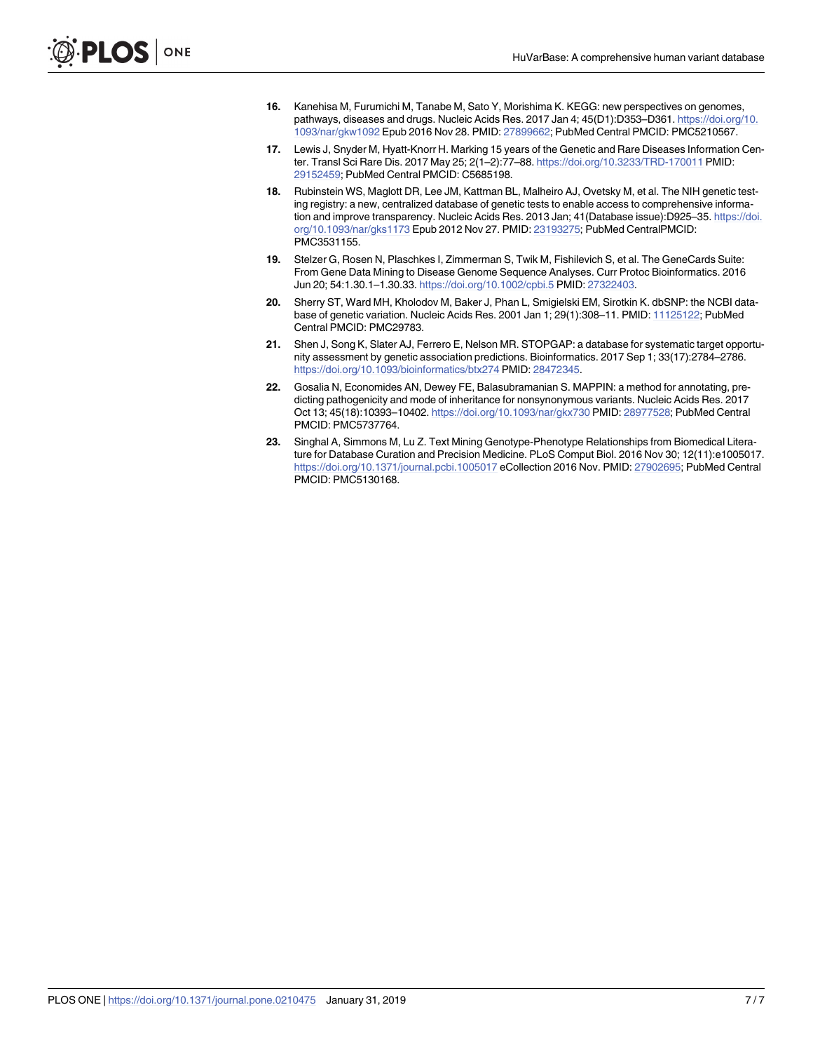16. Kanehisa M, Furumichi M, Tanabe M, Sato Y, Morishima K. KEGG: new perspectives on genomes, pathways, diseases and drugs. Nucleic Acids Res. 2017 Jan 4; 45(D1):D353–D361. https://doi.org/10.1093/nar/gkw1092 Epub 2016 Nov 28. PMID: 27899662; PubMed Central PMCID: PMC5210567.

17. Lewis J, Snyder M, Hyatt-Knorr H. Marking 15 years of the Genetic and Rare Diseases Information Center. Transl Sci Rare Dis. 2017 May 25; 2(1–2):77–88. https://doi.org/10.3233/TRD-170011 PMID: 29152459; PubMed Central PMCID: C5685198.

18. Rubinstein WS, Maglott DR, Lee JM, Kattman BL, Malheiro AJ, Ovetsky M, et al. The NIH genetic testing registry: a new, centralized database of genetic tests to enable access to comprehensive information and improve transparency. Nucleic Acids Res. 2013 Jan; 41(Database issue):D925–35. https://doi.org/10.1093/nar/gks1173 Epub 2012 Nov 27. PMID: 23193275; PubMed CentralPMCID: PMC3531155.

19. Stelzer G, Rosen N, Plaschkes I, Zimmerman S, Twik M, Fishilevich S, et al. The GeneCards Suite: From Gene Data Mining to Disease Genome Sequence Analyses. Curr Protoc Bioinformatics. 2016 Jun 20; 54:1.30.1–1.30.33. https://doi.org/10.1002/cpbi.5 PMID: 27322403.

20. Sherry ST, Ward MH, Kholodov M, Baker J, Phan L, Smigielski EM, Sirotkin K. dbSNP: the NCBI database of genetic variation. Nucleic Acids Res. 2001 Jan 1; 29(1):308–11. PMID: 11125122; PubMed Central PMCID: PMC29783.

21. Shen J, Song K, Slater AJ, Ferrero E, Nelson MR. STOPGAP: a database for systematic target opportunity assessment by genetic association predictions. Bioinformatics. 2017 Sep 1; 33(17):2784–2786. https://doi.org/10.1093/bioinformatics/btx274 PMID: 28472345.

22. Gosalia N, Economides AN, Dewey FE, Balasubramanian S. MAPPIN: a method for annotating, predicting pathogenicity and mode of inheritance for nonsynonymous variants. Nucleic Acids Res. 2017 Oct 13; 45(18):10393–10402. https://doi.org/10.1093/nar/gkx730 PMID: 28977528; PubMed Central PMCID: PMC5737764.

23. Singhal A, Simmons M, Lu Z. Text Mining Genotype-Phenotype Relationships from Biomedical Literature for Database Curation and Precision Medicine. PLoS Comput Biol. 2016 Nov 30; 12(11):e1005017. https://doi.org/10.1371/journal.pcbi.1005017 eCollection 2016 Nov. PMID: 27902695; PubMed Central PMCID: PMC5130168.